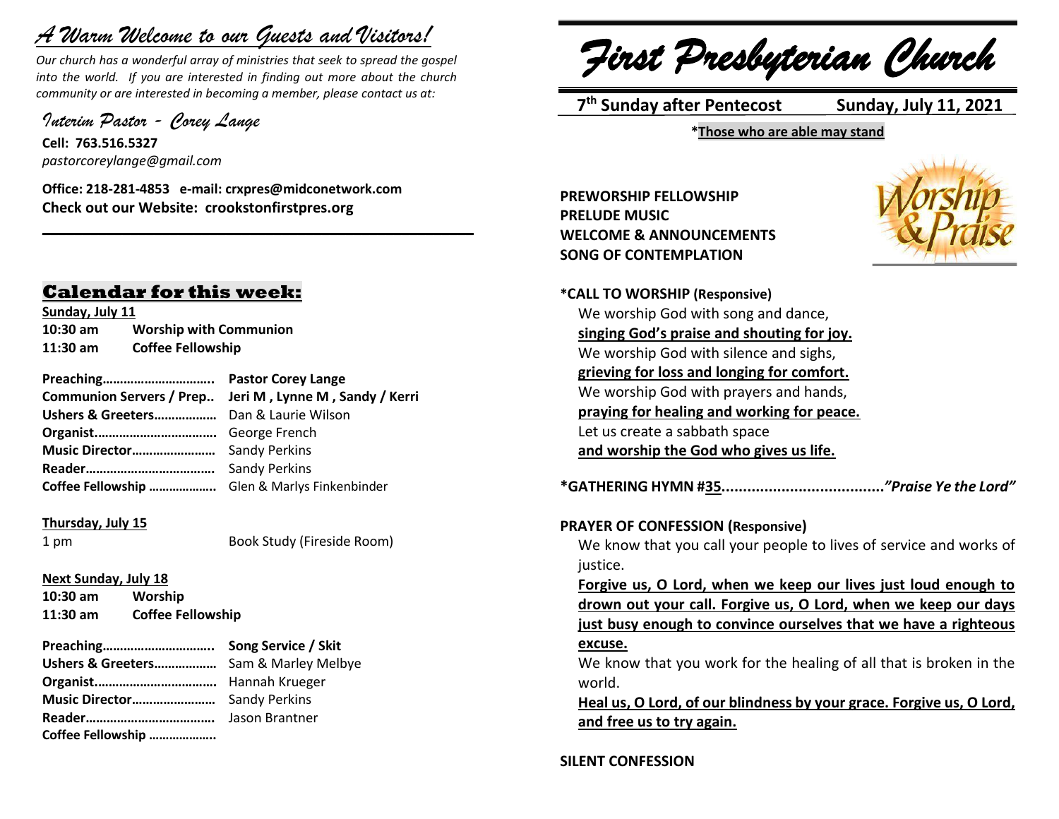# *A Warm Welcome to our Guests and Visitors!*

*Our church has a wonderful array of ministries that seek to spread the gospel into the world. If you are interested in finding out more about the church community or are interested in becoming a member, please contact us at:*

*Interim Pastor - Corey Lange*

**Cell: 763.516.5327**
*pastorcoreylange@gmail.com*

**Office: 218-281-4853 e-mail: crxpres@midconetwork.com**
**Check out our Website: crookstonfirstpres.org**

## Calendar for this week:

**Sunday, July 11**

**10:30 am** **Worship with Communion**
**11:30 am** **Coffee Fellowship**

**Preaching…………………………..** **Pastor Corey Lange**
**Communion Servers / Prep..** **Jeri M , Lynne M , Sandy / Kerri**
**Ushers & Greeters………………** Dan & Laurie Wilson
**Organist……………………………..** George French
**Music Director……………………** Sandy Perkins
**Reader……………………………….** Sandy Perkins
**Coffee Fellowship ………………..** Glen & Marlys Finkenbinder

**Thursday, July 15**

1 pm Book Study (Fireside Room)

**Next Sunday, July 18**

**10:30 am** **Worship**
**11:30 am** **Coffee Fellowship**

**Preaching…………………………..** **Song Service / Skit**
**Ushers & Greeters………………** Sam & Marley Melbye
**Organist……………………………..** Hannah Krueger
**Music Director……………………** Sandy Perkins
**Reader……………………………….** Jason Brantner
**Coffee Fellowship ………………..**

# *First Presbyterian Church*

**7th Sunday after Pentecost** **Sunday, July 11, 2021**

**\*Those who are able may stand**

**PREWORSHIP FELLOWSHIP**
**PRELUDE MUSIC**
**WELCOME & ANNOUNCEMENTS**
**SONG OF CONTEMPLATION**

**\*CALL TO WORSHIP (Responsive)**

We worship God with song and dance,
**singing God's praise and shouting for joy.**
We worship God with silence and sighs,
**grieving for loss and longing for comfort.**
We worship God with prayers and hands,
**praying for healing and working for peace.**
Let us create a sabbath space
**and worship the God who gives us life.**

**\*GATHERING HYMN #35......................................*"Praise Ye the Lord"***

**PRAYER OF CONFESSION (Responsive)**

We know that you call your people to lives of service and works of justice.

**Forgive us, O Lord, when we keep our lives just loud enough to drown out your call. Forgive us, O Lord, when we keep our days just busy enough to convince ourselves that we have a righteous excuse.**

We know that you work for the healing of all that is broken in the world.

**Heal us, O Lord, of our blindness by your grace. Forgive us, O Lord, and free us to try again.**

**SILENT CONFESSION**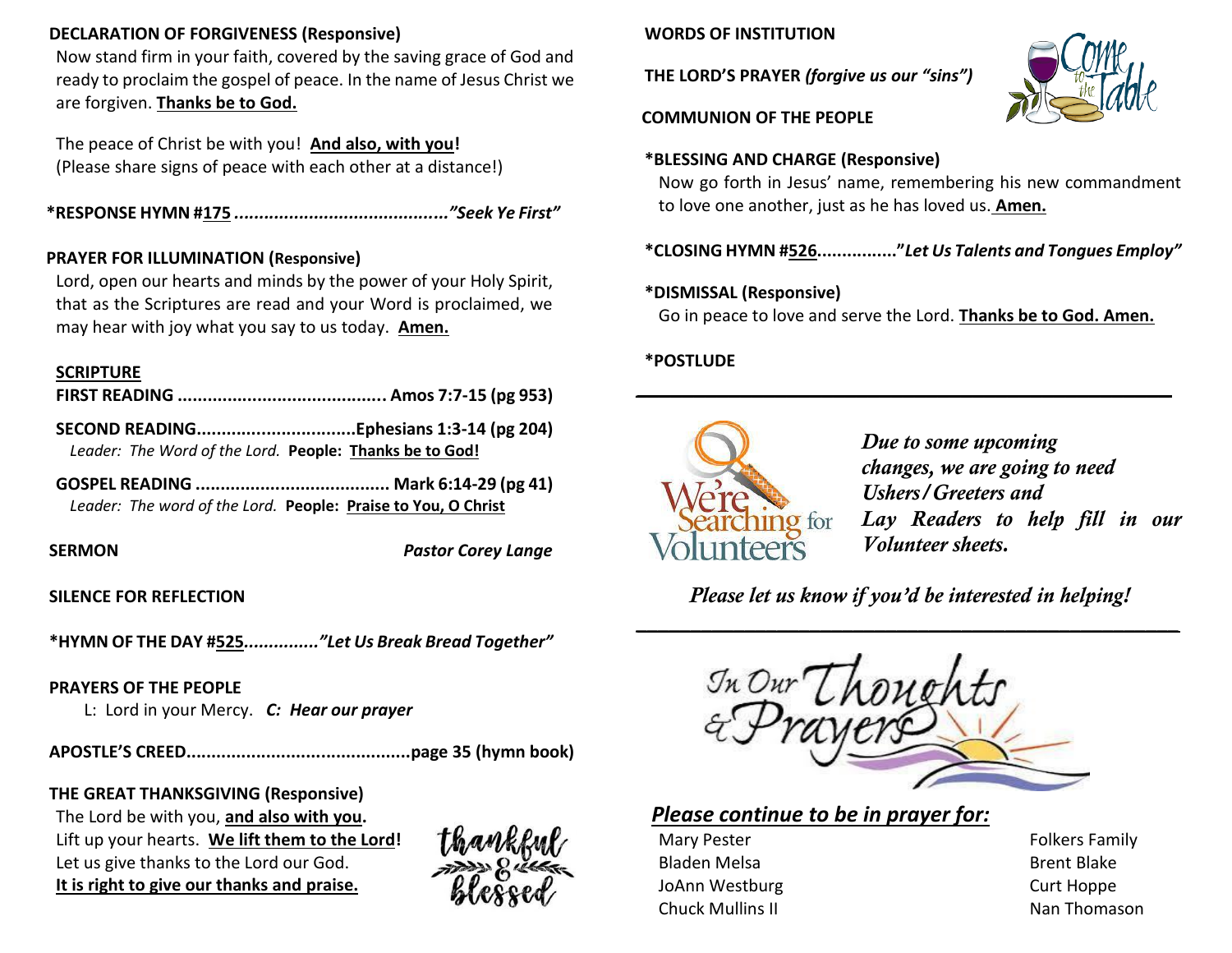**DECLARATION OF FORGIVENESS (Responsive)**

Now stand firm in your faith, covered by the saving grace of God and ready to proclaim the gospel of peace. In the name of Jesus Christ we are forgiven. **Thanks be to God.**

The peace of Christ be with you! **And also, with you!**
(Please share signs of peace with each other at a distance!)

**\*RESPONSE HYMN #175 ........................................... *"Seek Ye First"***

**PRAYER FOR ILLUMINATION (Responsive)**

Lord, open our hearts and minds by the power of your Holy Spirit, that as the Scriptures are read and your Word is proclaimed, we may hear with joy what you say to us today. **Amen.**

**SCRIPTURE**

**FIRST READING .......................................... Amos 7:7-15 (pg 953)**

**SECOND READING................................Ephesians 1:3-14 (pg 204)**

*Leader: The Word of the Lord.* **People: Thanks be to God!**

**GOSPEL READING ....................................... Mark 6:14-29 (pg 41)**

*Leader: The word of the Lord.* **People: Praise to You, O Christ**

**SERMON** ***Pastor Corey Lange***

**SILENCE FOR REFLECTION**

**\*HYMN OF THE DAY #525*..............."Let Us Break Bread Together"***

**PRAYERS OF THE PEOPLE**

L: Lord in your Mercy. ***C: Hear our prayer***

**APOSTLE'S CREED............................................page 35 (hymn book)**

**THE GREAT THANKSGIVING (Responsive)**

The Lord be with you, **and also with you.**
Lift up your hearts. **We lift them to the Lord!**
Let us give thanks to the Lord our God.
**It is right to give our thanks and praise.**

**WORDS OF INSTITUTION**

**THE LORD'S PRAYER *(forgive us our "sins")***

**COMMUNION OF THE PEOPLE**

**\*BLESSING AND CHARGE (Responsive)**

Now go forth in Jesus' name, remembering his new commandment to love one another, just as he has loved us. **Amen.**

**\*CLOSING HYMN #526................*"Let Us Talents and Tongues Employ"***

**\*DISMISSAL (Responsive)**

Go in peace to love and serve the Lord. **Thanks be to God. Amen.**

**\*POSTLUDE**

---

We're Searching for Volunteers

***Due to some upcoming changes, we are going to need Ushers/Greeters and Lay Readers to help fill in our Volunteer sheets.***

***Please let us know if you'd be interested in helping!***

---

In Our Thoughts & Prayers

***Please continue to be in prayer for:***

Mary Pester
Bladen Melsa
JoAnn Westburg
Chuck Mullins II
Folkers Family
Brent Blake
Curt Hoppe
Nan Thomason